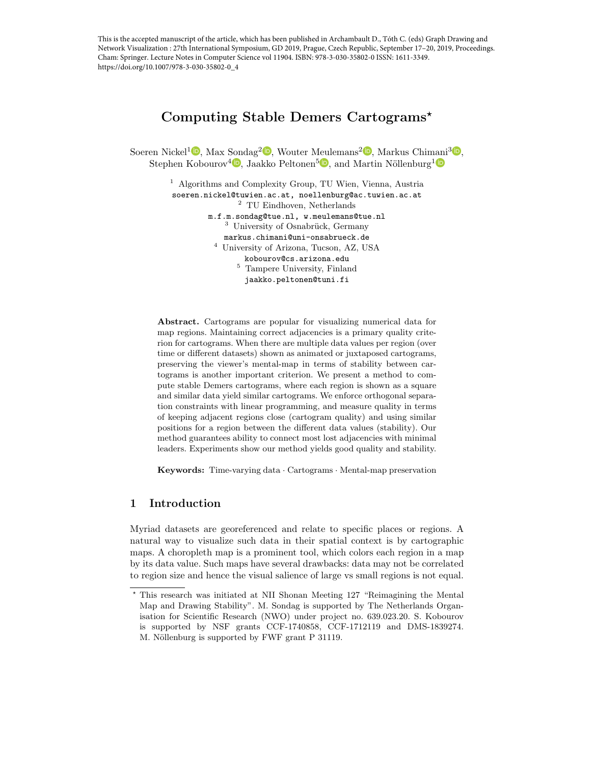This is the accepted manuscript of the article, which has been published in Archambault D., Tóth C. (eds) Graph Drawing and Network Visualization : 27th International Symposium, GD 2019, Prague, Czech Republic, September 17–20, 2019, Proceedings. Cham: Springer. Lecture Notes in Computer Science vol 11904. ISBN: 978-3-030-35802-0 ISSN: 1611-3349. https://doi.org/10.1007/978-3-030-35802-0_4

# Computing Stable Demers Cartograms*

Soeren Nickel[1], Max Sondag[2], Wouter Meulemans[2], Markus Chimani[3], Stephen Kobourov[4], Jaakko Peltonen[5], and Martin Nöllenburg[1]

[1] Algorithms and Complexity Group, TU Wien, Vienna, Austria
soeren.nickel@tuwien.ac.at, noellenburg@ac.tuwien.ac.at

[2] TU Eindhoven, Netherlands
m.f.m.sondag@tue.nl, w.meulemans@tue.nl

[3] University of Osnabrück, Germany
markus.chimani@uni-onsabrueck.de

[4] University of Arizona, Tucson, AZ, USA
kobourov@cs.arizona.edu

[5] Tampere University, Finland
jaakko.peltonen@tuni.fi

**Abstract.** Cartograms are popular for visualizing numerical data for map regions. Maintaining correct adjacencies is a primary quality criterion for cartograms. When there are multiple data values per region (over time or different datasets) shown as animated or juxtaposed cartograms, preserving the viewer's mental-map in terms of stability between cartograms is another important criterion. We present a method to compute stable Demers cartograms, where each region is shown as a square and similar data yield similar cartograms. We enforce orthogonal separation constraints with linear programming, and measure quality in terms of keeping adjacent regions close (cartogram quality) and using similar positions for a region between the different data values (stability). Our method guarantees ability to connect most lost adjacencies with minimal leaders. Experiments show our method yields good quality and stability.

**Keywords:** Time-varying data · Cartograms · Mental-map preservation

## 1 Introduction

Myriad datasets are georeferenced and relate to specific places or regions. A natural way to visualize such data in their spatial context is by cartographic maps. A choropleth map is a prominent tool, which colors each region in a map by its data value. Such maps have several drawbacks: data may not be correlated to region size and hence the visual salience of large vs small regions is not equal.

* This research was initiated at NII Shonan Meeting 127 "Reimagining the Mental Map and Drawing Stability". M. Sondag is supported by The Netherlands Organisation for Scientific Research (NWO) under project no. 639.023.20. S. Kobourov is supported by NSF grants CCF-1740858, CCF-1712119 and DMS-1839274. M. Nöllenburg is supported by FWF grant P 31119.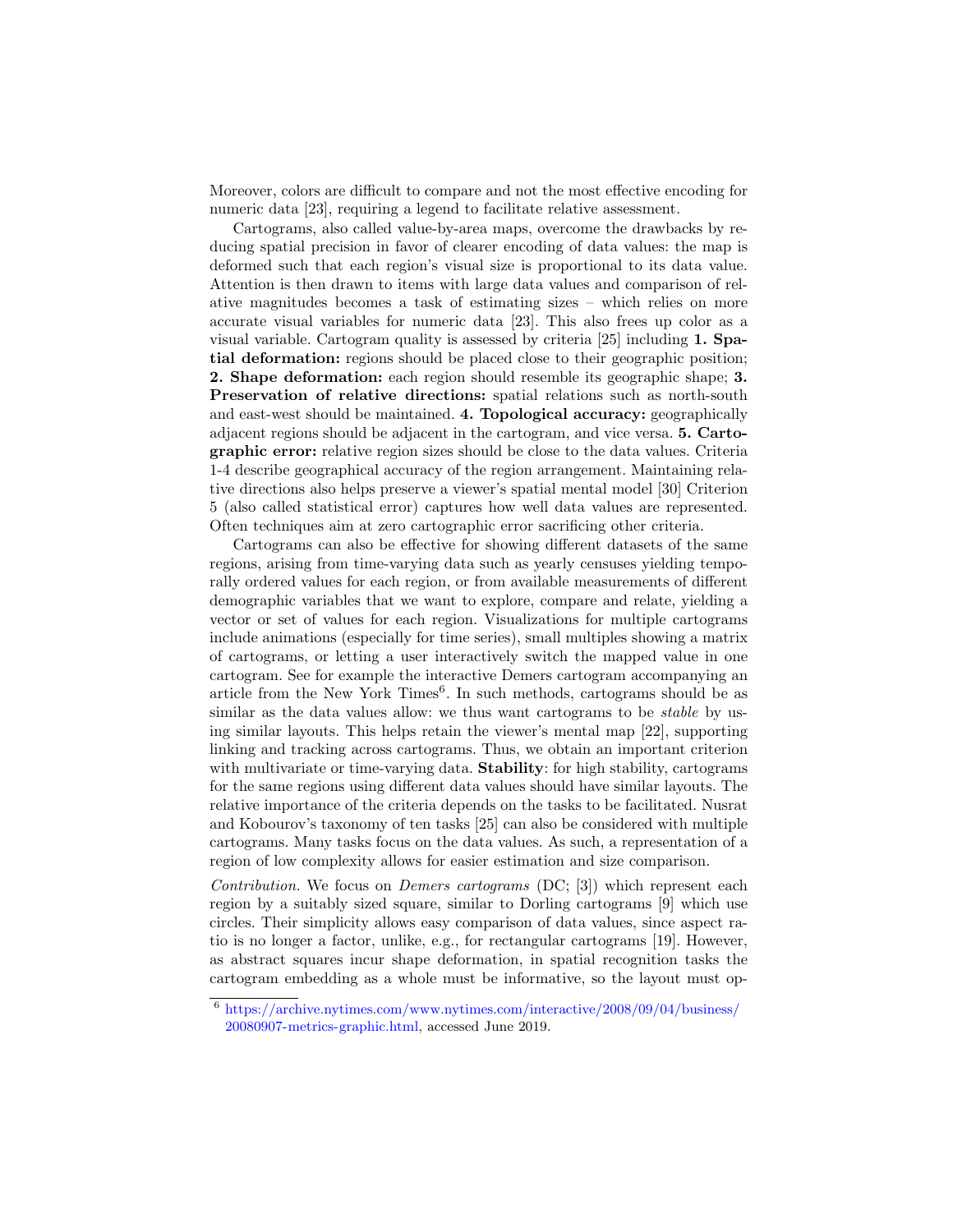Moreover, colors are difficult to compare and not the most effective encoding for numeric data [23], requiring a legend to facilitate relative assessment.

Cartograms, also called value-by-area maps, overcome the drawbacks by reducing spatial precision in favor of clearer encoding of data values: the map is deformed such that each region's visual size is proportional to its data value. Attention is then drawn to items with large data values and comparison of relative magnitudes becomes a task of estimating sizes – which relies on more accurate visual variables for numeric data [23]. This also frees up color as a visual variable. Cartogram quality is assessed by criteria [25] including **1. Spatial deformation:** regions should be placed close to their geographic position; **2. Shape deformation:** each region should resemble its geographic shape; **3. Preservation of relative directions:** spatial relations such as north-south and east-west should be maintained. **4. Topological accuracy:** geographically adjacent regions should be adjacent in the cartogram, and vice versa. **5. Cartographic error:** relative region sizes should be close to the data values. Criteria 1-4 describe geographical accuracy of the region arrangement. Maintaining relative directions also helps preserve a viewer's spatial mental model [30] Criterion 5 (also called statistical error) captures how well data values are represented. Often techniques aim at zero cartographic error sacrificing other criteria.

Cartograms can also be effective for showing different datasets of the same regions, arising from time-varying data such as yearly censuses yielding temporally ordered values for each region, or from available measurements of different demographic variables that we want to explore, compare and relate, yielding a vector or set of values for each region. Visualizations for multiple cartograms include animations (especially for time series), small multiples showing a matrix of cartograms, or letting a user interactively switch the mapped value in one cartogram. See for example the interactive Demers cartogram accompanying an article from the New York Times[6]. In such methods, cartograms should be as similar as the data values allow: we thus want cartograms to be *stable* by using similar layouts. This helps retain the viewer's mental map [22], supporting linking and tracking across cartograms. Thus, we obtain an important criterion with multivariate or time-varying data. **Stability**: for high stability, cartograms for the same regions using different data values should have similar layouts. The relative importance of the criteria depends on the tasks to be facilitated. Nusrat and Kobourov's taxonomy of ten tasks [25] can also be considered with multiple cartograms. Many tasks focus on the data values. As such, a representation of a region of low complexity allows for easier estimation and size comparison.

*Contribution.* We focus on *Demers cartograms* (DC; [3]) which represent each region by a suitably sized square, similar to Dorling cartograms [9] which use circles. Their simplicity allows easy comparison of data values, since aspect ratio is no longer a factor, unlike, e.g., for rectangular cartograms [19]. However, as abstract squares incur shape deformation, in spatial recognition tasks the cartogram embedding as a whole must be informative, so the layout must op-

[6] https://archive.nytimes.com/www.nytimes.com/interactive/2008/09/04/business/20080907-metrics-graphic.html, accessed June 2019.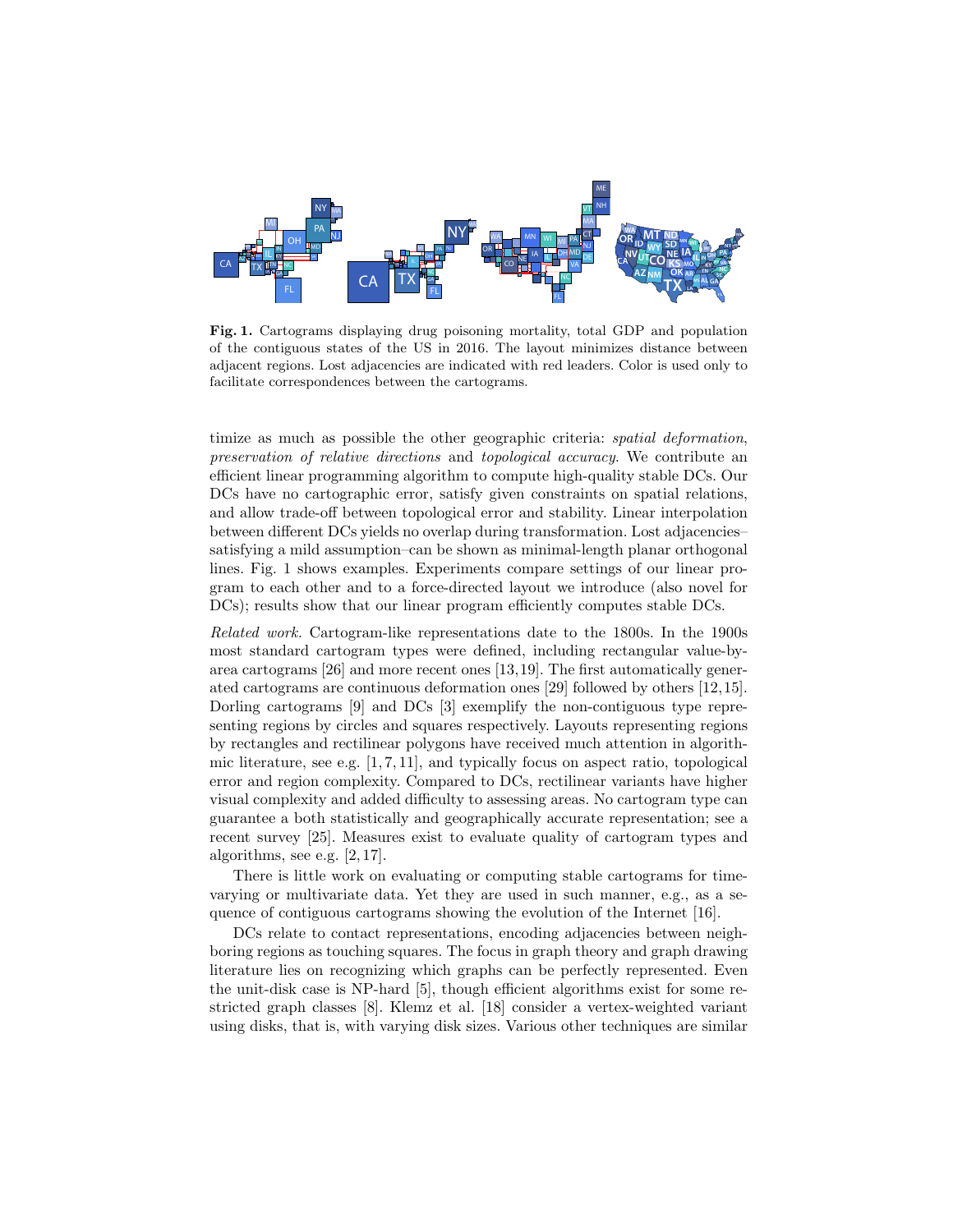**Fig. 1.** Cartograms displaying drug poisoning mortality, total GDP and population of the contiguous states of the US in 2016. The layout minimizes distance between adjacent regions. Lost adjacencies are indicated with red leaders. Color is used only to facilitate correspondences between the cartograms.

timize as much as possible the other geographic criteria: *spatial deformation*, *preservation of relative directions* and *topological accuracy*. We contribute an efficient linear programming algorithm to compute high-quality stable DCs. Our DCs have no cartographic error, satisfy given constraints on spatial relations, and allow trade-off between topological error and stability. Linear interpolation between different DCs yields no overlap during transformation. Lost adjacencies–satisfying a mild assumption–can be shown as minimal-length planar orthogonal lines. Fig. 1 shows examples. Experiments compare settings of our linear program to each other and to a force-directed layout we introduce (also novel for DCs); results show that our linear program efficiently computes stable DCs.

*Related work.* Cartogram-like representations date to the 1800s. In the 1900s most standard cartogram types were defined, including rectangular value-by-area cartograms [26] and more recent ones [13,19]. The first automatically generated cartograms are continuous deformation ones [29] followed by others [12,15]. Dorling cartograms [9] and DCs [3] exemplify the non-contiguous type representing regions by circles and squares respectively. Layouts representing regions by rectangles and rectilinear polygons have received much attention in algorithmic literature, see e.g. [1,7,11], and typically focus on aspect ratio, topological error and region complexity. Compared to DCs, rectilinear variants have higher visual complexity and added difficulty to assessing areas. No cartogram type can guarantee a both statistically and geographically accurate representation; see a recent survey [25]. Measures exist to evaluate quality of cartogram types and algorithms, see e.g. [2,17].

There is little work on evaluating or computing stable cartograms for time-varying or multivariate data. Yet they are used in such manner, e.g., as a sequence of contiguous cartograms showing the evolution of the Internet [16].

DCs relate to contact representations, encoding adjacencies between neighboring regions as touching squares. The focus in graph theory and graph drawing literature lies on recognizing which graphs can be perfectly represented. Even the unit-disk case is NP-hard [5], though efficient algorithms exist for some restricted graph classes [8]. Klemz et al. [18] consider a vertex-weighted variant using disks, that is, with varying disk sizes. Various other techniques are similar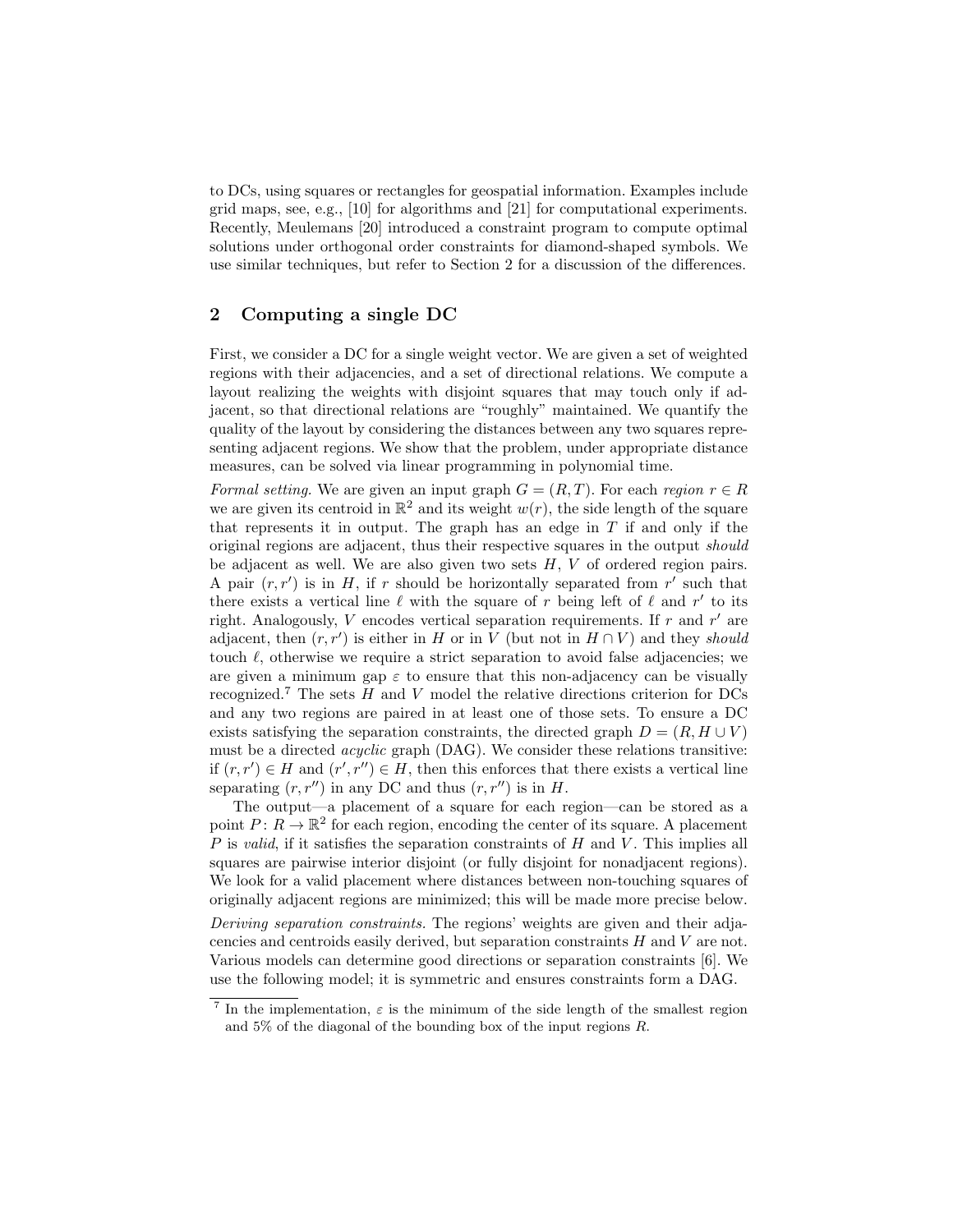to DCs, using squares or rectangles for geospatial information. Examples include grid maps, see, e.g., [10] for algorithms and [21] for computational experiments. Recently, Meulemans [20] introduced a constraint program to compute optimal solutions under orthogonal order constraints for diamond-shaped symbols. We use similar techniques, but refer to Section 2 for a discussion of the differences.

## 2 Computing a single DC

First, we consider a DC for a single weight vector. We are given a set of weighted regions with their adjacencies, and a set of directional relations. We compute a layout realizing the weights with disjoint squares that may touch only if adjacent, so that directional relations are "roughly" maintained. We quantify the quality of the layout by considering the distances between any two squares representing adjacent regions. We show that the problem, under appropriate distance measures, can be solved via linear programming in polynomial time.

*Formal setting.* We are given an input graph $G = (R, T)$. For each *region* $r \in R$ we are given its centroid in $\mathbb{R}^2$ and its weight $w(r)$, the side length of the square that represents it in output. The graph has an edge in $T$ if and only if the original regions are adjacent, thus their respective squares in the output *should* be adjacent as well. We are also given two sets $H$, $V$ of ordered region pairs. A pair $(r, r')$ is in $H$, if $r$ should be horizontally separated from $r'$ such that there exists a vertical line $\ell$ with the square of $r$ being left of $\ell$ and $r'$ to its right. Analogously, $V$ encodes vertical separation requirements. If $r$ and $r'$ are adjacent, then $(r, r')$ is either in $H$ or in $V$ (but not in $H \cap V$) and they *should* touch $\ell$, otherwise we require a strict separation to avoid false adjacencies; we are given a minimum gap $\varepsilon$ to ensure that this non-adjacency can be visually recognized.[7] The sets $H$ and $V$ model the relative directions criterion for DCs and any two regions are paired in at least one of those sets. To ensure a DC exists satisfying the separation constraints, the directed graph $D = (R, H \cup V)$ must be a directed *acyclic* graph (DAG). We consider these relations transitive: if $(r, r') \in H$ and $(r', r'') \in H$, then this enforces that there exists a vertical line separating $(r, r'')$ in any DC and thus $(r, r'')$ is in $H$.

The output—a placement of a square for each region—can be stored as a point $P \colon R \to \mathbb{R}^2$ for each region, encoding the center of its square. A placement $P$ is *valid*, if it satisfies the separation constraints of $H$ and $V$. This implies all squares are pairwise interior disjoint (or fully disjoint for nonadjacent regions). We look for a valid placement where distances between non-touching squares of originally adjacent regions are minimized; this will be made more precise below.

*Deriving separation constraints.* The regions' weights are given and their adjacencies and centroids easily derived, but separation constraints $H$ and $V$ are not. Various models can determine good directions or separation constraints [6]. We use the following model; it is symmetric and ensures constraints form a DAG.

[7] In the implementation, $\varepsilon$ is the minimum of the side length of the smallest region and 5% of the diagonal of the bounding box of the input regions $R$.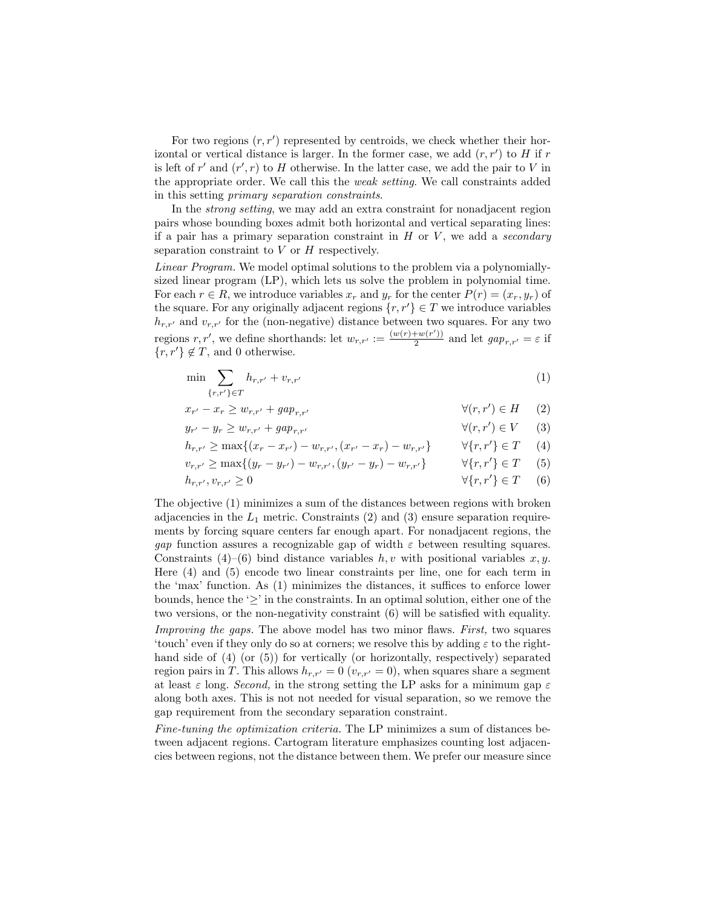For two regions $(r, r')$ represented by centroids, we check whether their horizontal or vertical distance is larger. In the former case, we add $(r, r')$ to $H$ if $r$ is left of $r'$ and $(r', r)$ to $H$ otherwise. In the latter case, we add the pair to $V$ in the appropriate order. We call this the *weak setting*. We call constraints added in this setting *primary separation constraints*.

In the *strong setting*, we may add an extra constraint for nonadjacent region pairs whose bounding boxes admit both horizontal and vertical separating lines: if a pair has a primary separation constraint in $H$ or $V$, we add a *secondary* separation constraint to $V$ or $H$ respectively.

*Linear Program.* We model optimal solutions to the problem via a polynomially-sized linear program (LP), which lets us solve the problem in polynomial time. For each $r \in R$, we introduce variables $x_r$ and $y_r$ for the center $P(r) = (x_r, y_r)$ of the square. For any originally adjacent regions $\{r, r'\} \in T$ we introduce variables $h_{r,r'}$ and $v_{r,r'}$ for the (non-negative) distance between two squares. For any two regions $r, r'$, we define shorthands: let $w_{r,r'} := \frac{(w(r)+w(r'))}{2}$ and let $gap_{r,r'} = \varepsilon$ if $\{r, r'\} \notin T$, and 0 otherwise.

$$\min \sum_{\{r,r'\} \in T} h_{r,r'} + v_{r,r'} \tag{1}$$

$$x_{r'} - x_r \geq w_{r,r'} + gap_{r,r'} \qquad \forall (r, r') \in H \tag{2}$$

$$y_{r'} - y_r \geq w_{r,r'} + gap_{r,r'} \qquad \forall (r, r') \in V \tag{3}$$

$$h_{r,r'} \geq \max\{(x_r - x_{r'}) - w_{r,r'}, (x_{r'} - x_r) - w_{r,r'}\} \qquad \forall \{r, r'\} \in T \tag{4}$$

$$v_{r,r'} \geq \max\{(y_r - y_{r'}) - w_{r,r'}, (y_{r'} - y_r) - w_{r,r'}\} \qquad \forall \{r, r'\} \in T \tag{5}$$

$$h_{r,r'}, v_{r,r'} \geq 0 \qquad \forall \{r, r'\} \in T \tag{6}$$

The objective (1) minimizes a sum of the distances between regions with broken adjacencies in the $L_1$ metric. Constraints (2) and (3) ensure separation requirements by forcing square centers far enough apart. For nonadjacent regions, the *gap* function assures a recognizable gap of width $\varepsilon$ between resulting squares. Constraints (4)–(6) bind distance variables $h, v$ with positional variables $x, y$. Here (4) and (5) encode two linear constraints per line, one for each term in the 'max' function. As (1) minimizes the distances, it suffices to enforce lower bounds, hence the '$\geq$' in the constraints. In an optimal solution, either one of the two versions, or the non-negativity constraint (6) will be satisfied with equality.

*Improving the gaps.* The above model has two minor flaws. *First,* two squares 'touch' even if they only do so at corners; we resolve this by adding $\varepsilon$ to the right-hand side of (4) (or (5)) for vertically (or horizontally, respectively) separated region pairs in $T$. This allows $h_{r,r'} = 0$ ($v_{r,r'} = 0$), when squares share a segment at least $\varepsilon$ long. *Second,* in the strong setting the LP asks for a minimum gap $\varepsilon$ along both axes. This is not not needed for visual separation, so we remove the gap requirement from the secondary separation constraint.

*Fine-tuning the optimization criteria.* The LP minimizes a sum of distances between adjacent regions. Cartogram literature emphasizes counting lost adjacencies between regions, not the distance between them. We prefer our measure since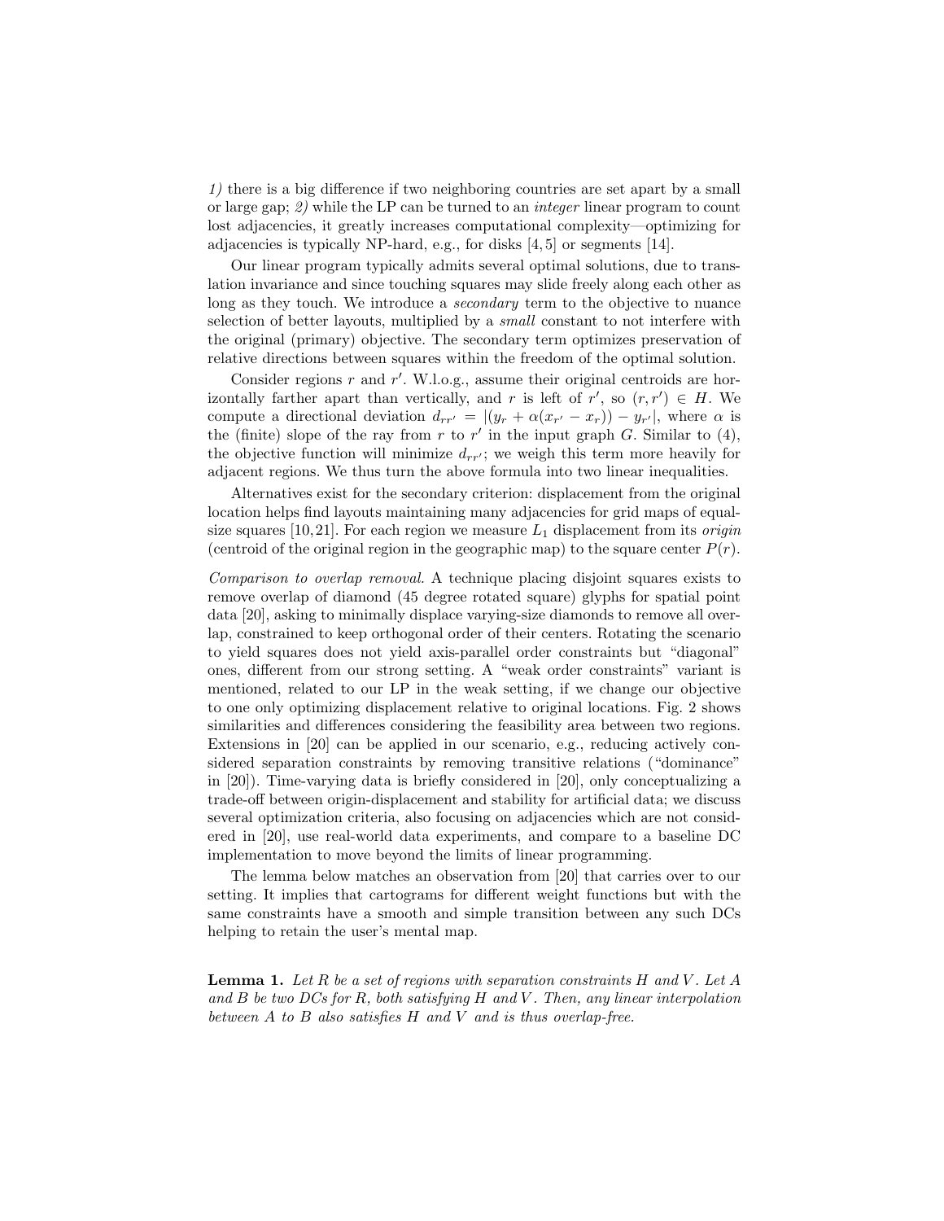*1)* there is a big difference if two neighboring countries are set apart by a small or large gap; *2)* while the LP can be turned to an *integer* linear program to count lost adjacencies, it greatly increases computational complexity—optimizing for adjacencies is typically NP-hard, e.g., for disks [4, 5] or segments [14].

Our linear program typically admits several optimal solutions, due to translation invariance and since touching squares may slide freely along each other as long as they touch. We introduce a *secondary* term to the objective to nuance selection of better layouts, multiplied by a *small* constant to not interfere with the original (primary) objective. The secondary term optimizes preservation of relative directions between squares within the freedom of the optimal solution.

Consider regions $r$ and $r'$. W.l.o.g., assume their original centroids are horizontally farther apart than vertically, and $r$ is left of $r'$, so $(r, r') \in H$. We compute a directional deviation $d_{rr'} = |(y_r + \alpha(x_{r'} - x_r)) - y_{r'}|$, where $\alpha$ is the (finite) slope of the ray from $r$ to $r'$ in the input graph $G$. Similar to (4), the objective function will minimize $d_{rr'}$; we weigh this term more heavily for adjacent regions. We thus turn the above formula into two linear inequalities.

Alternatives exist for the secondary criterion: displacement from the original location helps find layouts maintaining many adjacencies for grid maps of equal-size squares [10, 21]. For each region we measure $L_1$ displacement from its *origin* (centroid of the original region in the geographic map) to the square center $P(r)$.

*Comparison to overlap removal.* A technique placing disjoint squares exists to remove overlap of diamond (45 degree rotated square) glyphs for spatial point data [20], asking to minimally displace varying-size diamonds to remove all overlap, constrained to keep orthogonal order of their centers. Rotating the scenario to yield squares does not yield axis-parallel order constraints but "diagonal" ones, different from our strong setting. A "weak order constraints" variant is mentioned, related to our LP in the weak setting, if we change our objective to one only optimizing displacement relative to original locations. Fig. 2 shows similarities and differences considering the feasibility area between two regions. Extensions in [20] can be applied in our scenario, e.g., reducing actively considered separation constraints by removing transitive relations ("dominance" in [20]). Time-varying data is briefly considered in [20], only conceptualizing a trade-off between origin-displacement and stability for artificial data; we discuss several optimization criteria, also focusing on adjacencies which are not considered in [20], use real-world data experiments, and compare to a baseline DC implementation to move beyond the limits of linear programming.

The lemma below matches an observation from [20] that carries over to our setting. It implies that cartograms for different weight functions but with the same constraints have a smooth and simple transition between any such DCs helping to retain the user's mental map.

**Lemma 1.** *Let $R$ be a set of regions with separation constraints $H$ and $V$. Let $A$ and $B$ be two DCs for $R$, both satisfying $H$ and $V$. Then, any linear interpolation between $A$ to $B$ also satisfies $H$ and $V$ and is thus overlap-free.*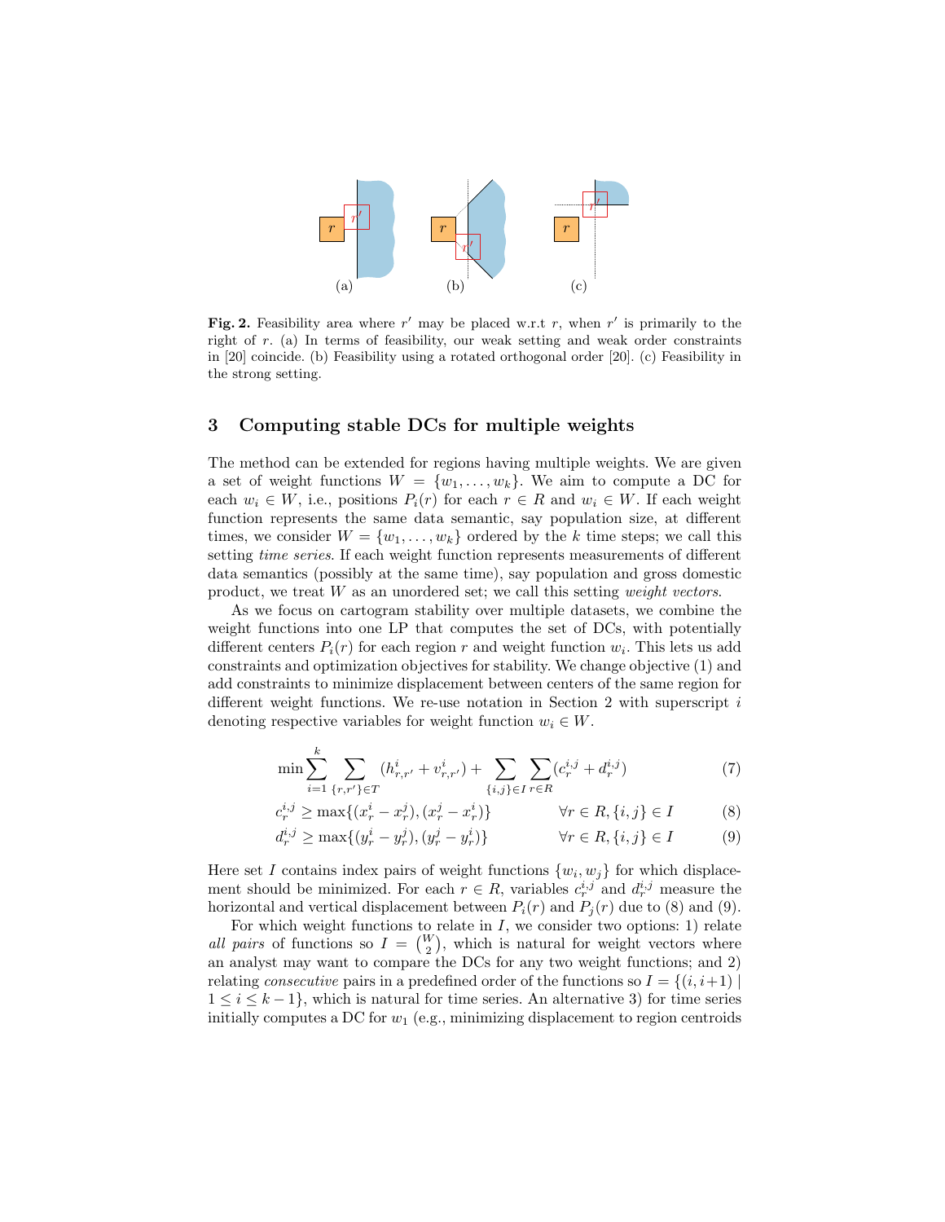**Fig. 2.** Feasibility area where $r'$ may be placed w.r.t $r$, when $r'$ is primarily to the right of $r$. (a) In terms of feasibility, our weak setting and weak order constraints in [20] coincide. (b) Feasibility using a rotated orthogonal order [20]. (c) Feasibility in the strong setting.

## 3 Computing stable DCs for multiple weights

The method can be extended for regions having multiple weights. We are given a set of weight functions $W = \{w_1, \ldots, w_k\}$. We aim to compute a DC for each $w_i \in W$, i.e., positions $P_i(r)$ for each $r \in R$ and $w_i \in W$. If each weight function represents the same data semantic, say population size, at different times, we consider $W = \{w_1, \ldots, w_k\}$ ordered by the $k$ time steps; we call this setting *time series*. If each weight function represents measurements of different data semantics (possibly at the same time), say population and gross domestic product, we treat $W$ as an unordered set; we call this setting *weight vectors*.

As we focus on cartogram stability over multiple datasets, we combine the weight functions into one LP that computes the set of DCs, with potentially different centers $P_i(r)$ for each region $r$ and weight function $w_i$. This lets us add constraints and optimization objectives for stability. We change objective (1) and add constraints to minimize displacement between centers of the same region for different weight functions. We re-use notation in Section 2 with superscript $i$ denoting respective variables for weight function $w_i \in W$.

$$\min \sum_{i=1}^{k} \sum_{\{r,r'\} \in T} (h^i_{r,r'} + v^i_{r,r'}) + \sum_{\{i,j\} \in I} \sum_{r \in R} (c^{i,j}_r + d^{i,j}_r) \tag{7}$$

$$c^{i,j}_r \geq \max\{(x^i_r - x^j_r), (x^j_r - x^i_r)\} \qquad \forall r \in R, \{i,j\} \in I \tag{8}$$

$$d^{i,j}_r \geq \max\{(y^i_r - y^j_r), (y^j_r - y^i_r)\} \qquad \forall r \in R, \{i,j\} \in I \tag{9}$$

Here set $I$ contains index pairs of weight functions $\{w_i, w_j\}$ for which displacement should be minimized. For each $r \in R$, variables $c^{i,j}_r$ and $d^{i,j}_r$ measure the horizontal and vertical displacement between $P_i(r)$ and $P_j(r)$ due to (8) and (9).

For which weight functions to relate in $I$, we consider two options: 1) relate *all pairs* of functions so $I = \binom{W}{2}$, which is natural for weight vectors where an analyst may want to compare the DCs for any two weight functions; and 2) relating *consecutive* pairs in a predefined order of the functions so $I = \{(i, i+1) \mid 1 \leq i \leq k-1\}$, which is natural for time series. An alternative 3) for time series initially computes a DC for $w_1$ (e.g., minimizing displacement to region centroids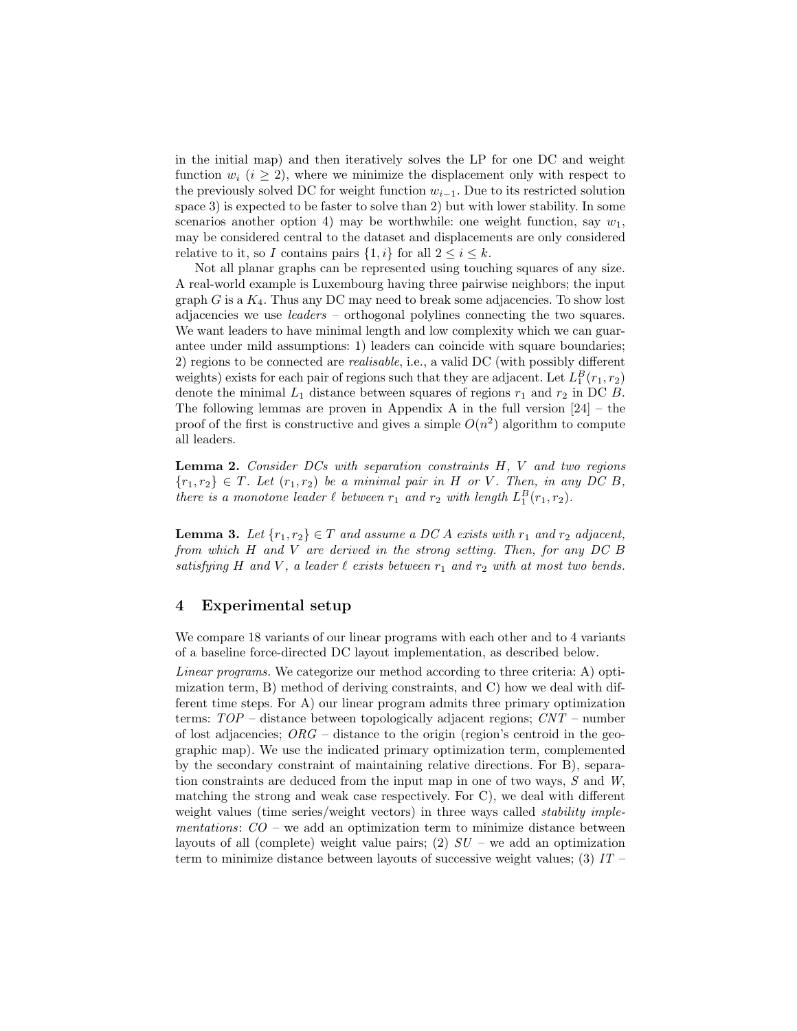in the initial map) and then iteratively solves the LP for one DC and weight function $w_i$ ($i \geq 2$), where we minimize the displacement only with respect to the previously solved DC for weight function $w_{i-1}$. Due to its restricted solution space 3) is expected to be faster to solve than 2) but with lower stability. In some scenarios another option 4) may be worthwhile: one weight function, say $w_1$, may be considered central to the dataset and displacements are only considered relative to it, so $I$ contains pairs $\{1, i\}$ for all $2 \leq i \leq k$.

Not all planar graphs can be represented using touching squares of any size. A real-world example is Luxembourg having three pairwise neighbors; the input graph $G$ is a $K_4$. Thus any DC may need to break some adjacencies. To show lost adjacencies we use *leaders* – orthogonal polylines connecting the two squares. We want leaders to have minimal length and low complexity which we can guarantee under mild assumptions: 1) leaders can coincide with square boundaries; 2) regions to be connected are *realisable*, i.e., a valid DC (with possibly different weights) exists for each pair of regions such that they are adjacent. Let $L_1^B(r_1, r_2)$ denote the minimal $L_1$ distance between squares of regions $r_1$ and $r_2$ in DC $B$. The following lemmas are proven in Appendix A in the full version [24] – the proof of the first is constructive and gives a simple $O(n^2)$ algorithm to compute all leaders.

**Lemma 2.** *Consider DCs with separation constraints $H$, $V$ and two regions $\{r_1, r_2\} \in T$. Let $(r_1, r_2)$ be a minimal pair in $H$ or $V$. Then, in any DC $B$, there is a monotone leader $\ell$ between $r_1$ and $r_2$ with length $L_1^B(r_1, r_2)$.*

**Lemma 3.** *Let $\{r_1, r_2\} \in T$ and assume a DC $A$ exists with $r_1$ and $r_2$ adjacent, from which $H$ and $V$ are derived in the strong setting. Then, for any DC $B$ satisfying $H$ and $V$, a leader $\ell$ exists between $r_1$ and $r_2$ with at most two bends.*

## 4 Experimental setup

We compare 18 variants of our linear programs with each other and to 4 variants of a baseline force-directed DC layout implementation, as described below.

*Linear programs.* We categorize our method according to three criteria: A) optimization term, B) method of deriving constraints, and C) how we deal with different time steps. For A) our linear program admits three primary optimization terms: *TOP* – distance between topologically adjacent regions; *CNT* – number of lost adjacencies; *ORG* – distance to the origin (region's centroid in the geographic map). We use the indicated primary optimization term, complemented by the secondary constraint of maintaining relative directions. For B), separation constraints are deduced from the input map in one of two ways, *S* and *W*, matching the strong and weak case respectively. For C), we deal with different weight values (time series/weight vectors) in three ways called *stability implementations*: *CO* – we add an optimization term to minimize distance between layouts of all (complete) weight value pairs; (2) *SU* – we add an optimization term to minimize distance between layouts of successive weight values; (3) *IT* –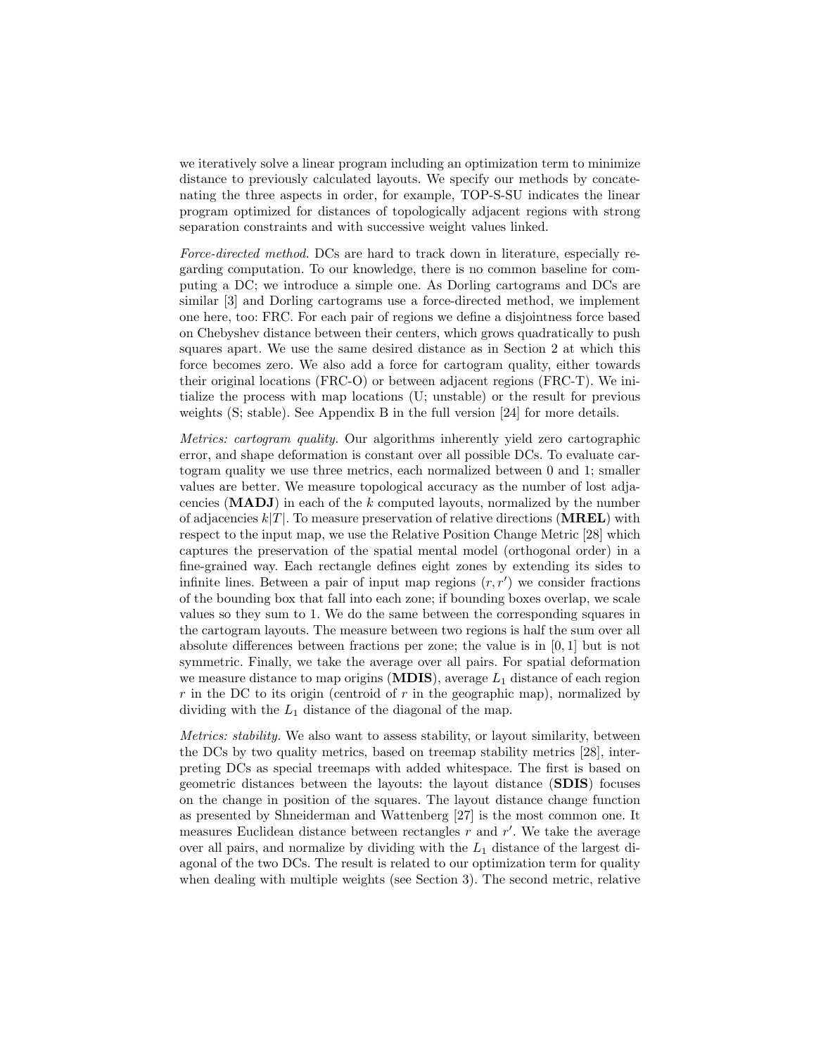we iteratively solve a linear program including an optimization term to minimize distance to previously calculated layouts. We specify our methods by concatenating the three aspects in order, for example, TOP-S-SU indicates the linear program optimized for distances of topologically adjacent regions with strong separation constraints and with successive weight values linked.

*Force-directed method.* DCs are hard to track down in literature, especially regarding computation. To our knowledge, there is no common baseline for computing a DC; we introduce a simple one. As Dorling cartograms and DCs are similar [3] and Dorling cartograms use a force-directed method, we implement one here, too: FRC. For each pair of regions we define a disjointness force based on Chebyshev distance between their centers, which grows quadratically to push squares apart. We use the same desired distance as in Section 2 at which this force becomes zero. We also add a force for cartogram quality, either towards their original locations (FRC-O) or between adjacent regions (FRC-T). We initialize the process with map locations (U; unstable) or the result for previous weights (S; stable). See Appendix B in the full version [24] for more details.

*Metrics: cartogram quality.* Our algorithms inherently yield zero cartographic error, and shape deformation is constant over all possible DCs. To evaluate cartogram quality we use three metrics, each normalized between 0 and 1; smaller values are better. We measure topological accuracy as the number of lost adjacencies (**MADJ**) in each of the $k$ computed layouts, normalized by the number of adjacencies $k|T|$. To measure preservation of relative directions (**MREL**) with respect to the input map, we use the Relative Position Change Metric [28] which captures the preservation of the spatial mental model (orthogonal order) in a fine-grained way. Each rectangle defines eight zones by extending its sides to infinite lines. Between a pair of input map regions $(r, r')$ we consider fractions of the bounding box that fall into each zone; if bounding boxes overlap, we scale values so they sum to 1. We do the same between the corresponding squares in the cartogram layouts. The measure between two regions is half the sum over all absolute differences between fractions per zone; the value is in $[0, 1]$ but is not symmetric. Finally, we take the average over all pairs. For spatial deformation we measure distance to map origins (**MDIS**), average $L_1$ distance of each region $r$ in the DC to its origin (centroid of $r$ in the geographic map), normalized by dividing with the $L_1$ distance of the diagonal of the map.

*Metrics: stability.* We also want to assess stability, or layout similarity, between the DCs by two quality metrics, based on treemap stability metrics [28], interpreting DCs as special treemaps with added whitespace. The first is based on geometric distances between the layouts: the layout distance (**SDIS**) focuses on the change in position of the squares. The layout distance change function as presented by Shneiderman and Wattenberg [27] is the most common one. It measures Euclidean distance between rectangles $r$ and $r'$. We take the average over all pairs, and normalize by dividing with the $L_1$ distance of the largest diagonal of the two DCs. The result is related to our optimization term for quality when dealing with multiple weights (see Section 3). The second metric, relative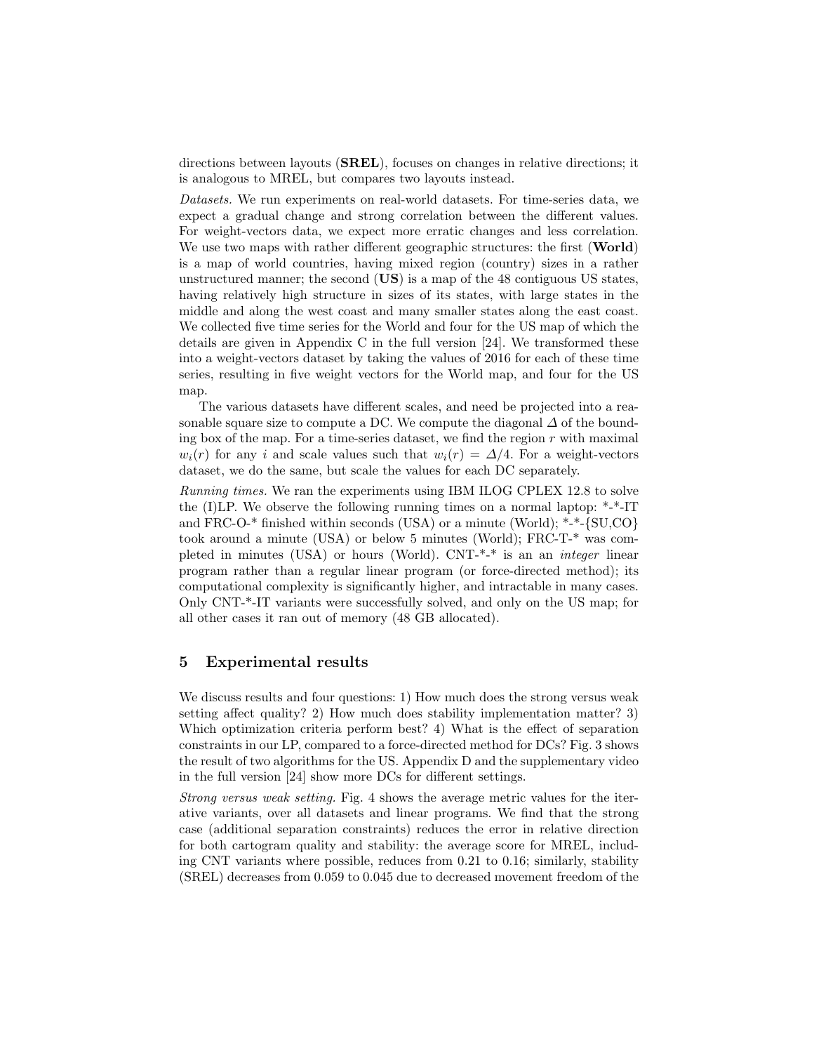directions between layouts (**SREL**), focuses on changes in relative directions; it is analogous to MREL, but compares two layouts instead.

*Datasets.* We run experiments on real-world datasets. For time-series data, we expect a gradual change and strong correlation between the different values. For weight-vectors data, we expect more erratic changes and less correlation. We use two maps with rather different geographic structures: the first (**World**) is a map of world countries, having mixed region (country) sizes in a rather unstructured manner; the second (**US**) is a map of the 48 contiguous US states, having relatively high structure in sizes of its states, with large states in the middle and along the west coast and many smaller states along the east coast. We collected five time series for the World and four for the US map of which the details are given in Appendix C in the full version [24]. We transformed these into a weight-vectors dataset by taking the values of 2016 for each of these time series, resulting in five weight vectors for the World map, and four for the US map.

The various datasets have different scales, and need be projected into a reasonable square size to compute a DC. We compute the diagonal $\Delta$ of the bounding box of the map. For a time-series dataset, we find the region $r$ with maximal $w_i(r)$ for any $i$ and scale values such that $w_i(r) = \Delta/4$. For a weight-vectors dataset, we do the same, but scale the values for each DC separately.

*Running times.* We ran the experiments using IBM ILOG CPLEX 12.8 to solve the (I)LP. We observe the following running times on a normal laptop: \*-\*-IT and FRC-O-\* finished within seconds (USA) or a minute (World); \*-\*-{SU,CO} took around a minute (USA) or below 5 minutes (World); FRC-T-\* was completed in minutes (USA) or hours (World). CNT-\*-\* is an an *integer* linear program rather than a regular linear program (or force-directed method); its computational complexity is significantly higher, and intractable in many cases. Only CNT-\*-IT variants were successfully solved, and only on the US map; for all other cases it ran out of memory (48 GB allocated).

## 5 Experimental results

We discuss results and four questions: 1) How much does the strong versus weak setting affect quality? 2) How much does stability implementation matter? 3) Which optimization criteria perform best? 4) What is the effect of separation constraints in our LP, compared to a force-directed method for DCs? Fig. 3 shows the result of two algorithms for the US. Appendix D and the supplementary video in the full version [24] show more DCs for different settings.

*Strong versus weak setting.* Fig. 4 shows the average metric values for the iterative variants, over all datasets and linear programs. We find that the strong case (additional separation constraints) reduces the error in relative direction for both cartogram quality and stability: the average score for MREL, including CNT variants where possible, reduces from 0.21 to 0.16; similarly, stability (SREL) decreases from 0.059 to 0.045 due to decreased movement freedom of the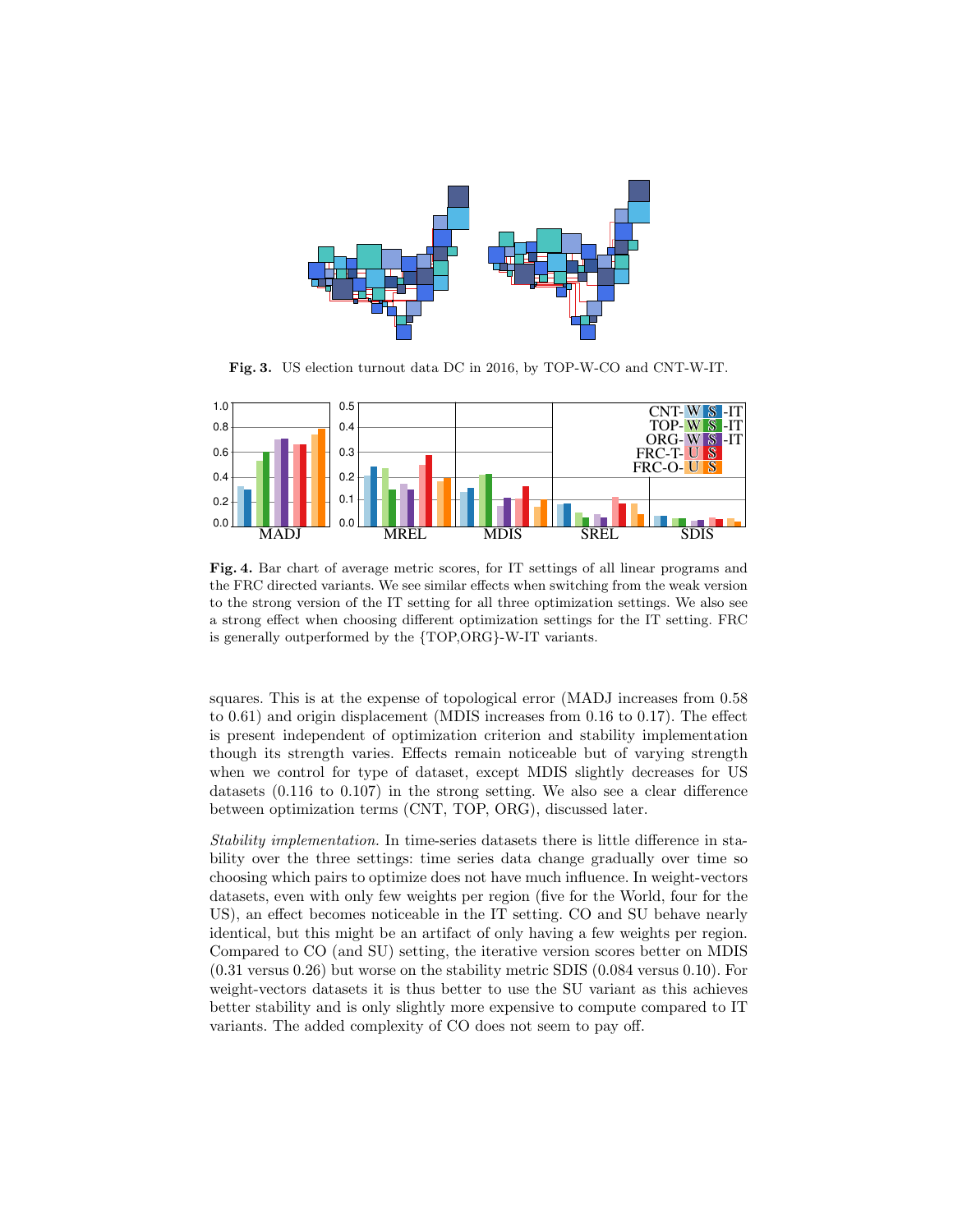**Fig. 3.** US election turnout data DC in 2016, by TOP-W-CO and CNT-W-IT.

**Fig. 4.** Bar chart of average metric scores, for IT settings of all linear programs and the FRC directed variants. We see similar effects when switching from the weak version to the strong version of the IT setting for all three optimization settings. We also see a strong effect when choosing different optimization settings for the IT setting. FRC is generally outperformed by the {TOP,ORG}-W-IT variants.

squares. This is at the expense of topological error (MADJ increases from 0.58 to 0.61) and origin displacement (MDIS increases from 0.16 to 0.17). The effect is present independent of optimization criterion and stability implementation though its strength varies. Effects remain noticeable but of varying strength when we control for type of dataset, except MDIS slightly decreases for US datasets (0.116 to 0.107) in the strong setting. We also see a clear difference between optimization terms (CNT, TOP, ORG), discussed later.

*Stability implementation.* In time-series datasets there is little difference in stability over the three settings: time series data change gradually over time so choosing which pairs to optimize does not have much influence. In weight-vectors datasets, even with only few weights per region (five for the World, four for the US), an effect becomes noticeable in the IT setting. CO and SU behave nearly identical, but this might be an artifact of only having a few weights per region. Compared to CO (and SU) setting, the iterative version scores better on MDIS (0.31 versus 0.26) but worse on the stability metric SDIS (0.084 versus 0.10). For weight-vectors datasets it is thus better to use the SU variant as this achieves better stability and is only slightly more expensive to compute compared to IT variants. The added complexity of CO does not seem to pay off.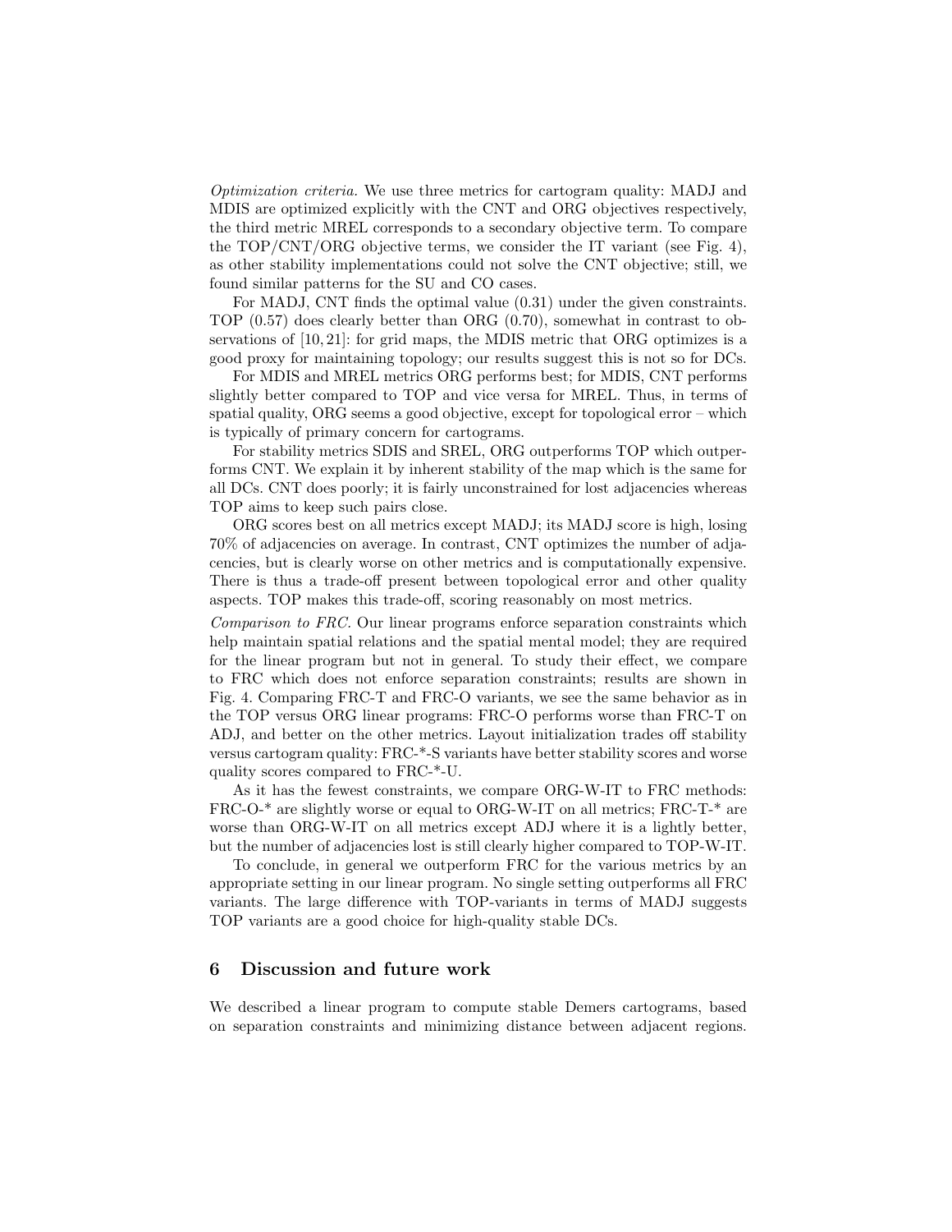*Optimization criteria.* We use three metrics for cartogram quality: MADJ and MDIS are optimized explicitly with the CNT and ORG objectives respectively, the third metric MREL corresponds to a secondary objective term. To compare the TOP/CNT/ORG objective terms, we consider the IT variant (see Fig. 4), as other stability implementations could not solve the CNT objective; still, we found similar patterns for the SU and CO cases.

For MADJ, CNT finds the optimal value (0.31) under the given constraints. TOP (0.57) does clearly better than ORG (0.70), somewhat in contrast to observations of [10, 21]: for grid maps, the MDIS metric that ORG optimizes is a good proxy for maintaining topology; our results suggest this is not so for DCs.

For MDIS and MREL metrics ORG performs best; for MDIS, CNT performs slightly better compared to TOP and vice versa for MREL. Thus, in terms of spatial quality, ORG seems a good objective, except for topological error – which is typically of primary concern for cartograms.

For stability metrics SDIS and SREL, ORG outperforms TOP which outperforms CNT. We explain it by inherent stability of the map which is the same for all DCs. CNT does poorly; it is fairly unconstrained for lost adjacencies whereas TOP aims to keep such pairs close.

ORG scores best on all metrics except MADJ; its MADJ score is high, losing 70% of adjacencies on average. In contrast, CNT optimizes the number of adjacencies, but is clearly worse on other metrics and is computationally expensive. There is thus a trade-off present between topological error and other quality aspects. TOP makes this trade-off, scoring reasonably on most metrics.

*Comparison to FRC.* Our linear programs enforce separation constraints which help maintain spatial relations and the spatial mental model; they are required for the linear program but not in general. To study their effect, we compare to FRC which does not enforce separation constraints; results are shown in Fig. 4. Comparing FRC-T and FRC-O variants, we see the same behavior as in the TOP versus ORG linear programs: FRC-O performs worse than FRC-T on ADJ, and better on the other metrics. Layout initialization trades off stability versus cartogram quality: FRC-*-S variants have better stability scores and worse quality scores compared to FRC-*-U.

As it has the fewest constraints, we compare ORG-W-IT to FRC methods: FRC-O-* are slightly worse or equal to ORG-W-IT on all metrics; FRC-T-* are worse than ORG-W-IT on all metrics except ADJ where it is a lightly better, but the number of adjacencies lost is still clearly higher compared to TOP-W-IT.

To conclude, in general we outperform FRC for the various metrics by an appropriate setting in our linear program. No single setting outperforms all FRC variants. The large difference with TOP-variants in terms of MADJ suggests TOP variants are a good choice for high-quality stable DCs.

## 6 Discussion and future work

We described a linear program to compute stable Demers cartograms, based on separation constraints and minimizing distance between adjacent regions.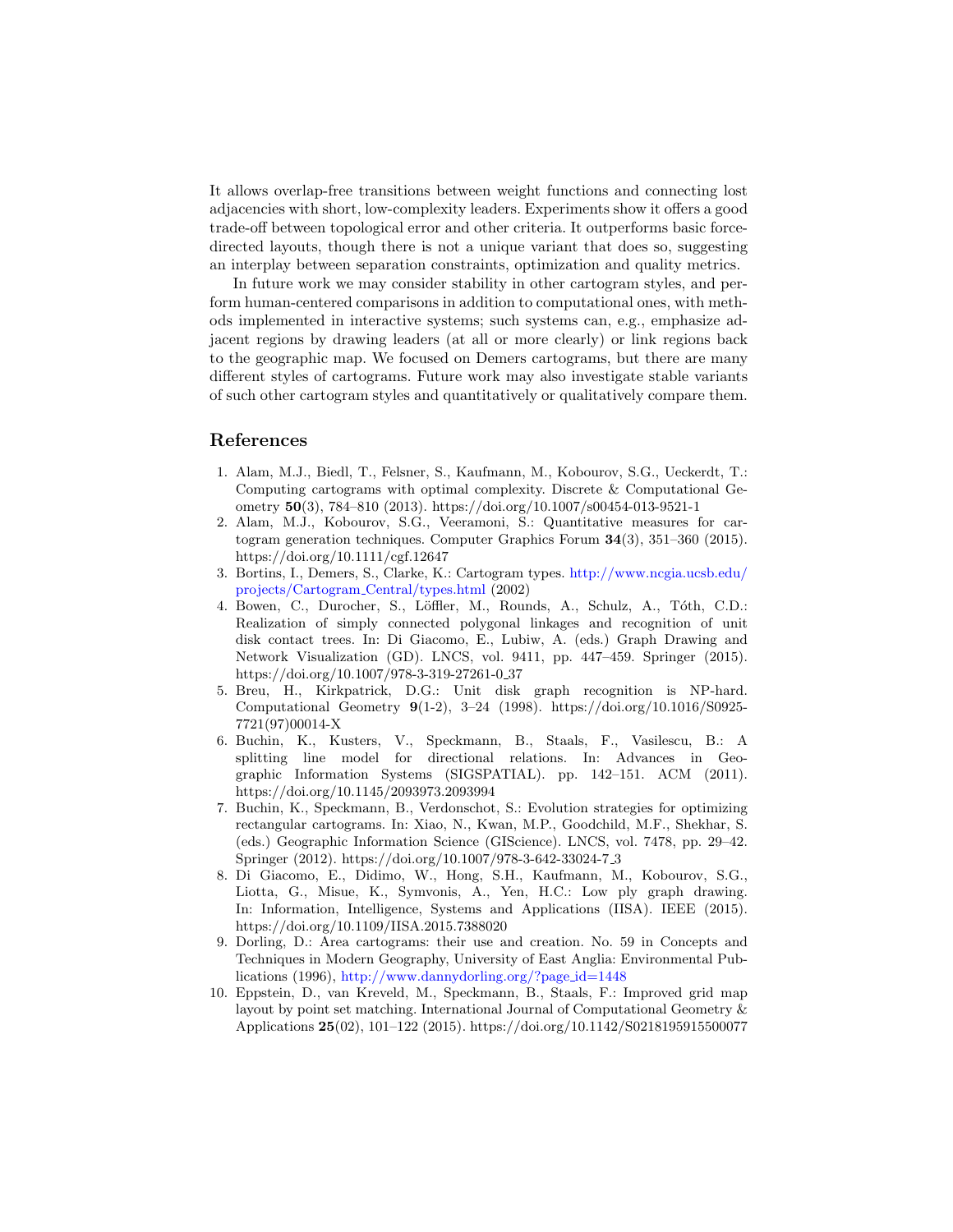It allows overlap-free transitions between weight functions and connecting lost adjacencies with short, low-complexity leaders. Experiments show it offers a good trade-off between topological error and other criteria. It outperforms basic force-directed layouts, though there is not a unique variant that does so, suggesting an interplay between separation constraints, optimization and quality metrics.

In future work we may consider stability in other cartogram styles, and perform human-centered comparisons in addition to computational ones, with methods implemented in interactive systems; such systems can, e.g., emphasize adjacent regions by drawing leaders (at all or more clearly) or link regions back to the geographic map. We focused on Demers cartograms, but there are many different styles of cartograms. Future work may also investigate stable variants of such other cartogram styles and quantitatively or qualitatively compare them.

## References

1. Alam, M.J., Biedl, T., Felsner, S., Kaufmann, M., Kobourov, S.G., Ueckerdt, T.: Computing cartograms with optimal complexity. Discrete & Computational Geometry **50**(3), 784–810 (2013). https://doi.org/10.1007/s00454-013-9521-1
2. Alam, M.J., Kobourov, S.G., Veeramoni, S.: Quantitative measures for cartogram generation techniques. Computer Graphics Forum **34**(3), 351–360 (2015). https://doi.org/10.1111/cgf.12647
3. Bortins, I., Demers, S., Clarke, K.: Cartogram types. http://www.ncgia.ucsb.edu/projects/Cartogram_Central/types.html (2002)
4. Bowen, C., Durocher, S., Löffler, M., Rounds, A., Schulz, A., Tóth, C.D.: Realization of simply connected polygonal linkages and recognition of unit disk contact trees. In: Di Giacomo, E., Lubiw, A. (eds.) Graph Drawing and Network Visualization (GD). LNCS, vol. 9411, pp. 447–459. Springer (2015). https://doi.org/10.1007/978-3-319-27261-0_37
5. Breu, H., Kirkpatrick, D.G.: Unit disk graph recognition is NP-hard. Computational Geometry **9**(1-2), 3–24 (1998). https://doi.org/10.1016/S0925-7721(97)00014-X
6. Buchin, K., Kusters, V., Speckmann, B., Staals, F., Vasilescu, B.: A splitting line model for directional relations. In: Advances in Geographic Information Systems (SIGSPATIAL). pp. 142–151. ACM (2011). https://doi.org/10.1145/2093973.2093994
7. Buchin, K., Speckmann, B., Verdonschot, S.: Evolution strategies for optimizing rectangular cartograms. In: Xiao, N., Kwan, M.P., Goodchild, M.F., Shekhar, S. (eds.) Geographic Information Science (GIScience). LNCS, vol. 7478, pp. 29–42. Springer (2012). https://doi.org/10.1007/978-3-642-33024-7_3
8. Di Giacomo, E., Didimo, W., Hong, S.H., Kaufmann, M., Kobourov, S.G., Liotta, G., Misue, K., Symvonis, A., Yen, H.C.: Low ply graph drawing. In: Information, Intelligence, Systems and Applications (IISA). IEEE (2015). https://doi.org/10.1109/IISA.2015.7388020
9. Dorling, D.: Area cartograms: their use and creation. No. 59 in Concepts and Techniques in Modern Geography, University of East Anglia: Environmental Publications (1996), http://www.dannydorling.org/?page_id=1448
10. Eppstein, D., van Kreveld, M., Speckmann, B., Staals, F.: Improved grid map layout by point set matching. International Journal of Computational Geometry & Applications **25**(02), 101–122 (2015). https://doi.org/10.1142/S0218195915500077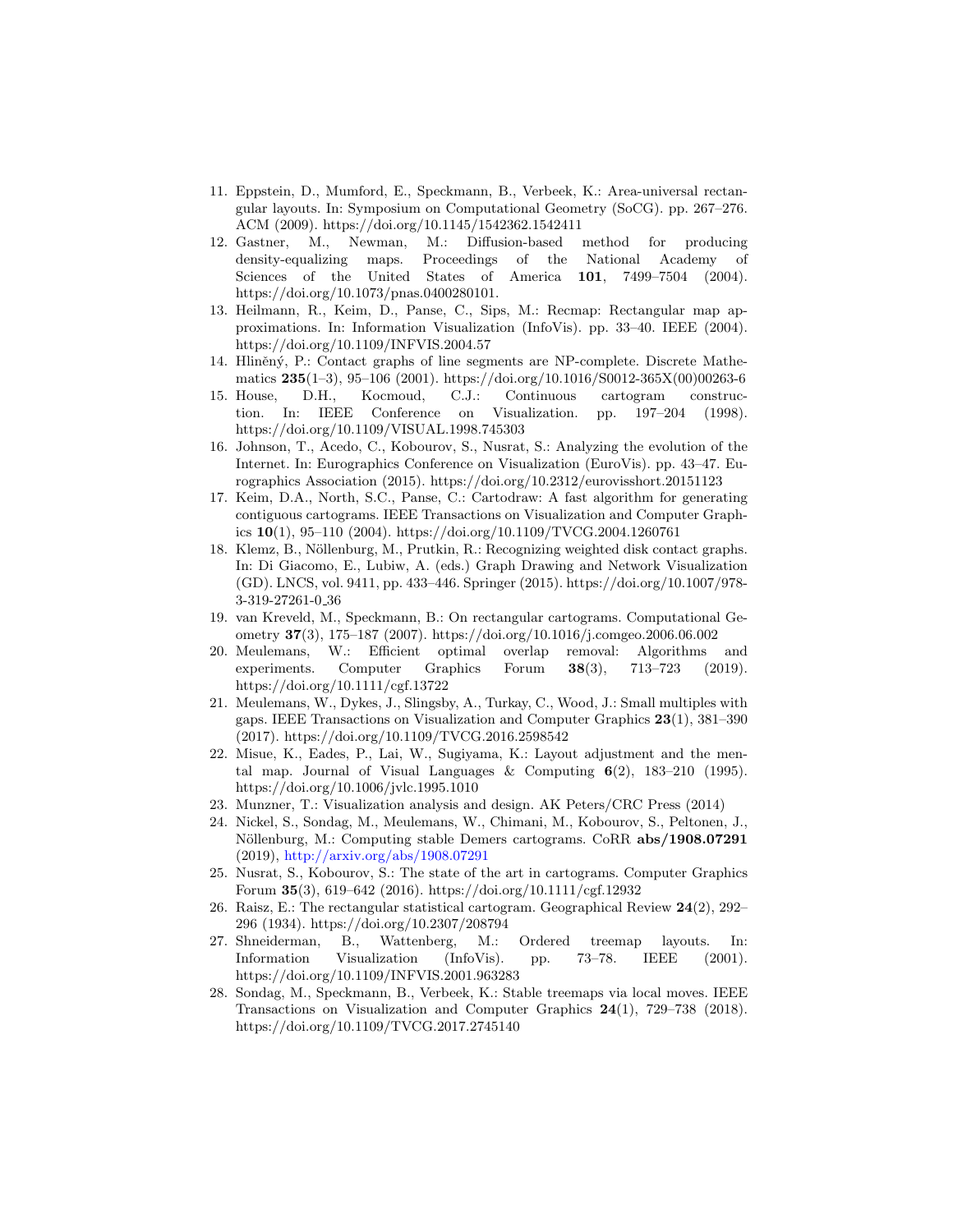11. Eppstein, D., Mumford, E., Speckmann, B., Verbeek, K.: Area-universal rectangular layouts. In: Symposium on Computational Geometry (SoCG). pp. 267–276. ACM (2009). https://doi.org/10.1145/1542362.1542411
12. Gastner, M., Newman, M.: Diffusion-based method for producing density-equalizing maps. Proceedings of the National Academy of Sciences of the United States of America **101**, 7499–7504 (2004). https://doi.org/10.1073/pnas.0400280101.
13. Heilmann, R., Keim, D., Panse, C., Sips, M.: Recmap: Rectangular map approximations. In: Information Visualization (InfoVis). pp. 33–40. IEEE (2004). https://doi.org/10.1109/INFVIS.2004.57
14. Hliněný, P.: Contact graphs of line segments are NP-complete. Discrete Mathematics **235**(1–3), 95–106 (2001). https://doi.org/10.1016/S0012-365X(00)00263-6
15. House, D.H., Kocmoud, C.J.: Continuous cartogram construction. In: IEEE Conference on Visualization. pp. 197–204 (1998). https://doi.org/10.1109/VISUAL.1998.745303
16. Johnson, T., Acedo, C., Kobourov, S., Nusrat, S.: Analyzing the evolution of the Internet. In: Eurographics Conference on Visualization (EuroVis). pp. 43–47. Eurographics Association (2015). https://doi.org/10.2312/eurovisshort.20151123
17. Keim, D.A., North, S.C., Panse, C.: Cartodraw: A fast algorithm for generating contiguous cartograms. IEEE Transactions on Visualization and Computer Graphics **10**(1), 95–110 (2004). https://doi.org/10.1109/TVCG.2004.1260761
18. Klemz, B., Nöllenburg, M., Prutkin, R.: Recognizing weighted disk contact graphs. In: Di Giacomo, E., Lubiw, A. (eds.) Graph Drawing and Network Visualization (GD). LNCS, vol. 9411, pp. 433–446. Springer (2015). https://doi.org/10.1007/978-3-319-27261-0_36
19. van Kreveld, M., Speckmann, B.: On rectangular cartograms. Computational Geometry **37**(3), 175–187 (2007). https://doi.org/10.1016/j.comgeo.2006.06.002
20. Meulemans, W.: Efficient optimal overlap removal: Algorithms and experiments. Computer Graphics Forum **38**(3), 713–723 (2019). https://doi.org/10.1111/cgf.13722
21. Meulemans, W., Dykes, J., Slingsby, A., Turkay, C., Wood, J.: Small multiples with gaps. IEEE Transactions on Visualization and Computer Graphics **23**(1), 381–390 (2017). https://doi.org/10.1109/TVCG.2016.2598542
22. Misue, K., Eades, P., Lai, W., Sugiyama, K.: Layout adjustment and the mental map. Journal of Visual Languages & Computing **6**(2), 183–210 (1995). https://doi.org/10.1006/jvlc.1995.1010
23. Munzner, T.: Visualization analysis and design. AK Peters/CRC Press (2014)
24. Nickel, S., Sondag, M., Meulemans, W., Chimani, M., Kobourov, S., Peltonen, J., Nöllenburg, M.: Computing stable Demers cartograms. CoRR **abs/1908.07291** (2019), http://arxiv.org/abs/1908.07291
25. Nusrat, S., Kobourov, S.: The state of the art in cartograms. Computer Graphics Forum **35**(3), 619–642 (2016). https://doi.org/10.1111/cgf.12932
26. Raisz, E.: The rectangular statistical cartogram. Geographical Review **24**(2), 292–296 (1934). https://doi.org/10.2307/208794
27. Shneiderman, B., Wattenberg, M.: Ordered treemap layouts. In: Information Visualization (InfoVis). pp. 73–78. IEEE (2001). https://doi.org/10.1109/INFVIS.2001.963283
28. Sondag, M., Speckmann, B., Verbeek, K.: Stable treemaps via local moves. IEEE Transactions on Visualization and Computer Graphics **24**(1), 729–738 (2018). https://doi.org/10.1109/TVCG.2017.2745140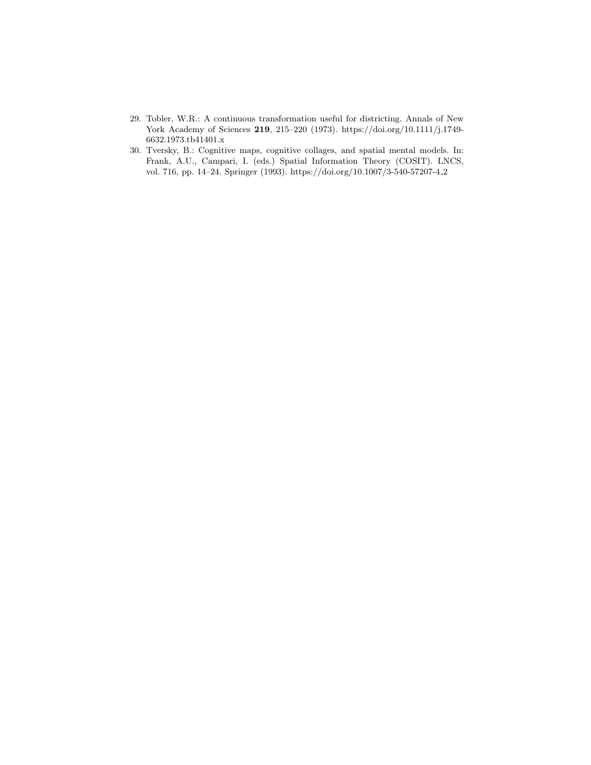29. Tobler, W.R.: A continuous transformation useful for districting. Annals of New York Academy of Sciences **219**, 215–220 (1973). https://doi.org/10.1111/j.1749-6632.1973.tb41401.x
30. Tversky, B.: Cognitive maps, cognitive collages, and spatial mental models. In: Frank, A.U., Campari, I. (eds.) Spatial Information Theory (COSIT). LNCS, vol. 716, pp. 14–24. Springer (1993). https://doi.org/10.1007/3-540-57207-4_2